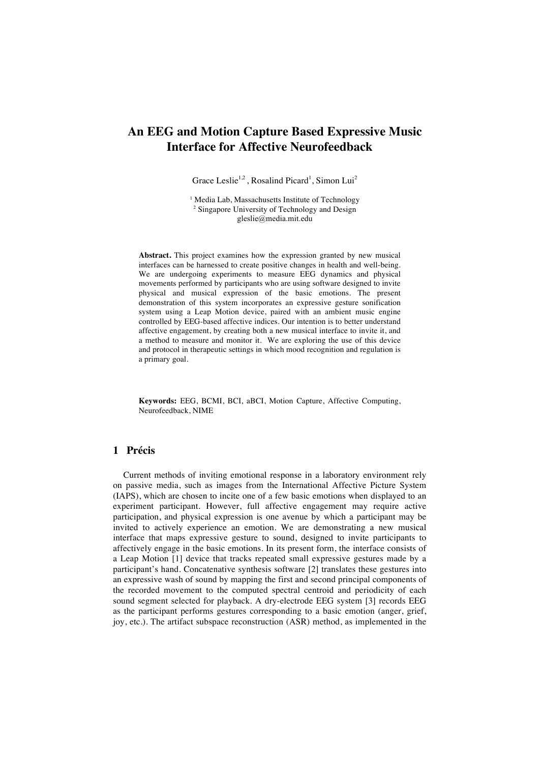# An EEG and Motion Capture Based Expressive Music Interface for Affective Neurofeedback

Grace Leslie[1,2], Rosalind Picard[1], Simon Lui[2]

[1] Media Lab, Massachusetts Institute of Technology
[2] Singapore University of Technology and Design
gleslie@media.mit.edu

**Abstract.** This project examines how the expression granted by new musical interfaces can be harnessed to create positive changes in health and well-being. We are undergoing experiments to measure EEG dynamics and physical movements performed by participants who are using software designed to invite physical and musical expression of the basic emotions. The present demonstration of this system incorporates an expressive gesture sonification system using a Leap Motion device, paired with an ambient music engine controlled by EEG-based affective indices. Our intention is to better understand affective engagement, by creating both a new musical interface to invite it, and a method to measure and monitor it. We are exploring the use of this device and protocol in therapeutic settings in which mood recognition and regulation is a primary goal.

**Keywords:** EEG, BCMI, BCI, aBCI, Motion Capture, Affective Computing, Neurofeedback, NIME

## 1 Précis

Current methods of inviting emotional response in a laboratory environment rely on passive media, such as images from the International Affective Picture System (IAPS), which are chosen to incite one of a few basic emotions when displayed to an experiment participant. However, full affective engagement may require active participation, and physical expression is one avenue by which a participant may be invited to actively experience an emotion. We are demonstrating a new musical interface that maps expressive gesture to sound, designed to invite participants to affectively engage in the basic emotions. In its present form, the interface consists of a Leap Motion [1] device that tracks repeated small expressive gestures made by a participant's hand. Concatenative synthesis software [2] translates these gestures into an expressive wash of sound by mapping the first and second principal components of the recorded movement to the computed spectral centroid and periodicity of each sound segment selected for playback. A dry-electrode EEG system [3] records EEG as the participant performs gestures corresponding to a basic emotion (anger, grief, joy, etc.). The artifact subspace reconstruction (ASR) method, as implemented in the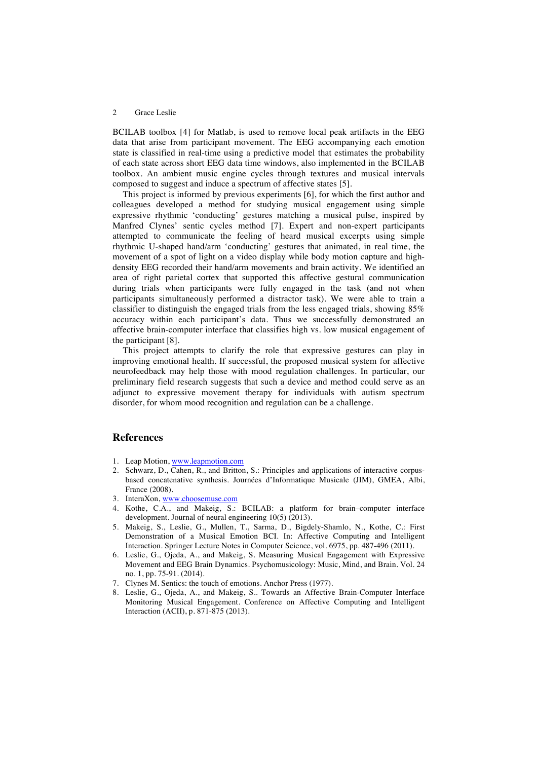BCILAB toolbox [4] for Matlab, is used to remove local peak artifacts in the EEG data that arise from participant movement. The EEG accompanying each emotion state is classified in real-time using a predictive model that estimates the probability of each state across short EEG data time windows, also implemented in the BCILAB toolbox. An ambient music engine cycles through textures and musical intervals composed to suggest and induce a spectrum of affective states [5].

This project is informed by previous experiments [6], for which the first author and colleagues developed a method for studying musical engagement using simple expressive rhythmic 'conducting' gestures matching a musical pulse, inspired by Manfred Clynes' sentic cycles method [7]. Expert and non-expert participants attempted to communicate the feeling of heard musical excerpts using simple rhythmic U-shaped hand/arm 'conducting' gestures that animated, in real time, the movement of a spot of light on a video display while body motion capture and high-density EEG recorded their hand/arm movements and brain activity. We identified an area of right parietal cortex that supported this affective gestural communication during trials when participants were fully engaged in the task (and not when participants simultaneously performed a distractor task). We were able to train a classifier to distinguish the engaged trials from the less engaged trials, showing 85% accuracy within each participant's data. Thus we successfully demonstrated an affective brain-computer interface that classifies high vs. low musical engagement of the participant [8].

This project attempts to clarify the role that expressive gestures can play in improving emotional health. If successful, the proposed musical system for affective neurofeedback may help those with mood regulation challenges. In particular, our preliminary field research suggests that such a device and method could serve as an adjunct to expressive movement therapy for individuals with autism spectrum disorder, for whom mood recognition and regulation can be a challenge.

## References

1. Leap Motion, www.leapmotion.com
2. Schwarz, D., Cahen, R., and Britton, S.: Principles and applications of interactive corpus-based concatenative synthesis. Journées d'Informatique Musicale (JIM), GMEA, Albi, France (2008).
3. InteraXon, www.choosemuse.com
4. Kothe, C.A., and Makeig, S.: BCILAB: a platform for brain–computer interface development. Journal of neural engineering 10(5) (2013).
5. Makeig, S., Leslie, G., Mullen, T., Sarma, D., Bigdely-Shamlo, N., Kothe, C.: First Demonstration of a Musical Emotion BCI. In: Affective Computing and Intelligent Interaction. Springer Lecture Notes in Computer Science, vol. 6975, pp. 487-496 (2011).
6. Leslie, G., Ojeda, A., and Makeig, S. Measuring Musical Engagement with Expressive Movement and EEG Brain Dynamics. Psychomusicology: Music, Mind, and Brain. Vol. 24 no. 1, pp. 75-91. (2014).
7. Clynes M. Sentics: the touch of emotions. Anchor Press (1977).
8. Leslie, G., Ojeda, A., and Makeig, S.. Towards an Affective Brain-Computer Interface Monitoring Musical Engagement. Conference on Affective Computing and Intelligent Interaction (ACII), p. 871-875 (2013).